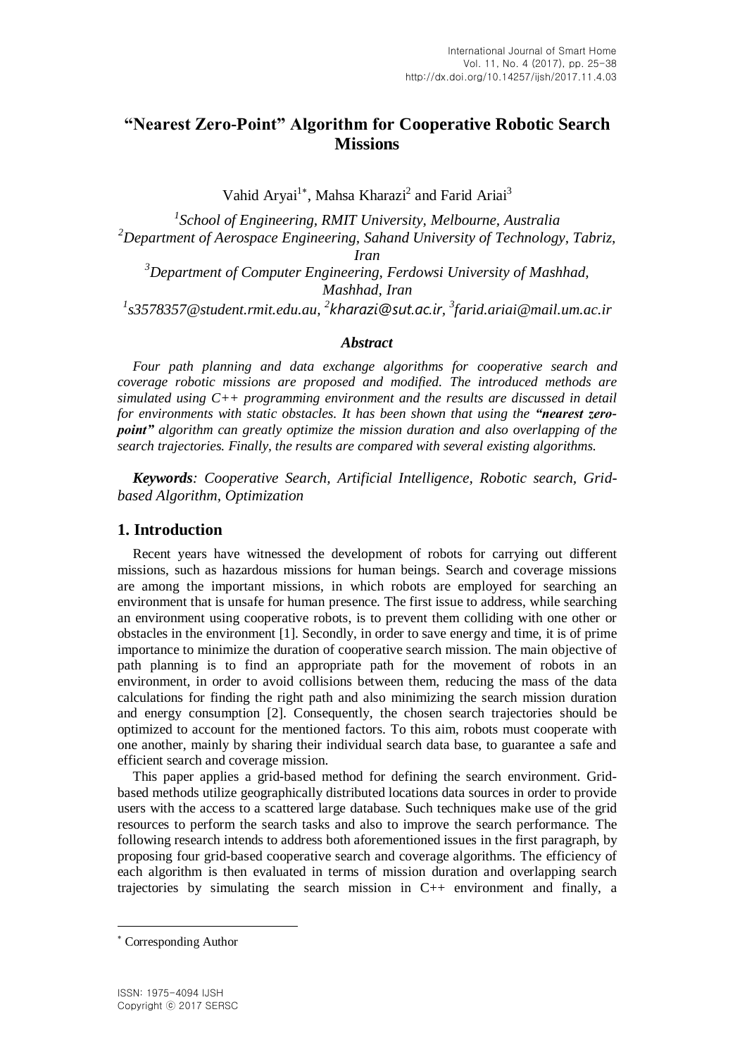# "Nearest Zero-Point" Algorithm for Cooperative Robotic Search Missions

Vahid Aryai[1*], Mahsa Kharazi[2] and Farid Ariai[3]

[1]*School of Engineering, RMIT University, Melbourne, Australia*
[2]*Department of Aerospace Engineering, Sahand University of Technology, Tabriz, Iran*
[3]*Department of Computer Engineering, Ferdowsi University of Mashhad, Mashhad, Iran*
[1]*s3578357@student.rmit.edu.au*, [2]*kharazi@sut.ac.ir*, [3]*farid.ariai@mail.um.ac.ir*

### *Abstract*

*Four path planning and data exchange algorithms for cooperative search and coverage robotic missions are proposed and modified. The introduced methods are simulated using C++ programming environment and the results are discussed in detail for environments with static obstacles. It has been shown that using the **"nearest zero-point"** algorithm can greatly optimize the mission duration and also overlapping of the search trajectories. Finally, the results are compared with several existing algorithms.*

***Keywords**: Cooperative Search, Artificial Intelligence, Robotic search, Grid-based Algorithm, Optimization*

## 1. Introduction

Recent years have witnessed the development of robots for carrying out different missions, such as hazardous missions for human beings. Search and coverage missions are among the important missions, in which robots are employed for searching an environment that is unsafe for human presence. The first issue to address, while searching an environment using cooperative robots, is to prevent them colliding with one other or obstacles in the environment [1]. Secondly, in order to save energy and time, it is of prime importance to minimize the duration of cooperative search mission. The main objective of path planning is to find an appropriate path for the movement of robots in an environment, in order to avoid collisions between them, reducing the mass of the data calculations for finding the right path and also minimizing the search mission duration and energy consumption [2]. Consequently, the chosen search trajectories should be optimized to account for the mentioned factors. To this aim, robots must cooperate with one another, mainly by sharing their individual search data base, to guarantee a safe and efficient search and coverage mission.

This paper applies a grid-based method for defining the search environment. Grid-based methods utilize geographically distributed locations data sources in order to provide users with the access to a scattered large database. Such techniques make use of the grid resources to perform the search tasks and also to improve the search performance. The following research intends to address both aforementioned issues in the first paragraph, by proposing four grid-based cooperative search and coverage algorithms. The efficiency of each algorithm is then evaluated in terms of mission duration and overlapping search trajectories by simulating the search mission in C++ environment and finally, a

[*] Corresponding Author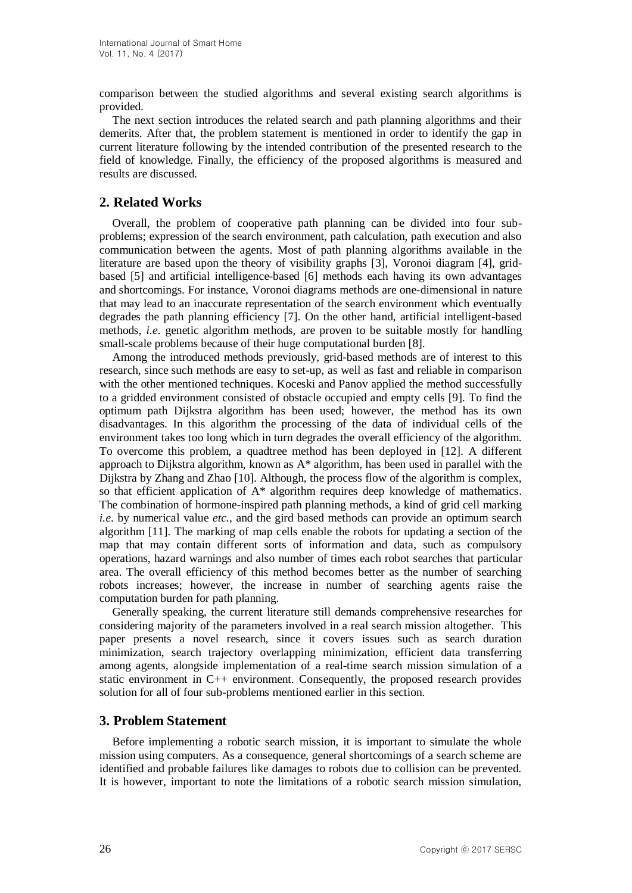comparison between the studied algorithms and several existing search algorithms is provided.

The next section introduces the related search and path planning algorithms and their demerits. After that, the problem statement is mentioned in order to identify the gap in current literature following by the intended contribution of the presented research to the field of knowledge. Finally, the efficiency of the proposed algorithms is measured and results are discussed.

## 2. Related Works

Overall, the problem of cooperative path planning can be divided into four sub-problems; expression of the search environment, path calculation, path execution and also communication between the agents. Most of path planning algorithms available in the literature are based upon the theory of visibility graphs [3], Voronoi diagram [4], grid-based [5] and artificial intelligence-based [6] methods each having its own advantages and shortcomings. For instance, Voronoi diagrams methods are one-dimensional in nature that may lead to an inaccurate representation of the search environment which eventually degrades the path planning efficiency [7]. On the other hand, artificial intelligent-based methods, *i.e.* genetic algorithm methods, are proven to be suitable mostly for handling small-scale problems because of their huge computational burden [8].

Among the introduced methods previously, grid-based methods are of interest to this research, since such methods are easy to set-up, as well as fast and reliable in comparison with the other mentioned techniques. Koceski and Panov applied the method successfully to a gridded environment consisted of obstacle occupied and empty cells [9]. To find the optimum path Dijkstra algorithm has been used; however, the method has its own disadvantages. In this algorithm the processing of the data of individual cells of the environment takes too long which in turn degrades the overall efficiency of the algorithm. To overcome this problem, a quadtree method has been deployed in [12]. A different approach to Dijkstra algorithm, known as A* algorithm, has been used in parallel with the Dijkstra by Zhang and Zhao [10]. Although, the process flow of the algorithm is complex, so that efficient application of A* algorithm requires deep knowledge of mathematics. The combination of hormone-inspired path planning methods, a kind of grid cell marking *i.e.* by numerical value *etc.*, and the gird based methods can provide an optimum search algorithm [11]. The marking of map cells enable the robots for updating a section of the map that may contain different sorts of information and data, such as compulsory operations, hazard warnings and also number of times each robot searches that particular area. The overall efficiency of this method becomes better as the number of searching robots increases; however, the increase in number of searching agents raise the computation burden for path planning.

Generally speaking, the current literature still demands comprehensive researches for considering majority of the parameters involved in a real search mission altogether. This paper presents a novel research, since it covers issues such as search duration minimization, search trajectory overlapping minimization, efficient data transferring among agents, alongside implementation of a real-time search mission simulation of a static environment in C++ environment. Consequently, the proposed research provides solution for all of four sub-problems mentioned earlier in this section.

## 3. Problem Statement

Before implementing a robotic search mission, it is important to simulate the whole mission using computers. As a consequence, general shortcomings of a search scheme are identified and probable failures like damages to robots due to collision can be prevented. It is however, important to note the limitations of a robotic search mission simulation,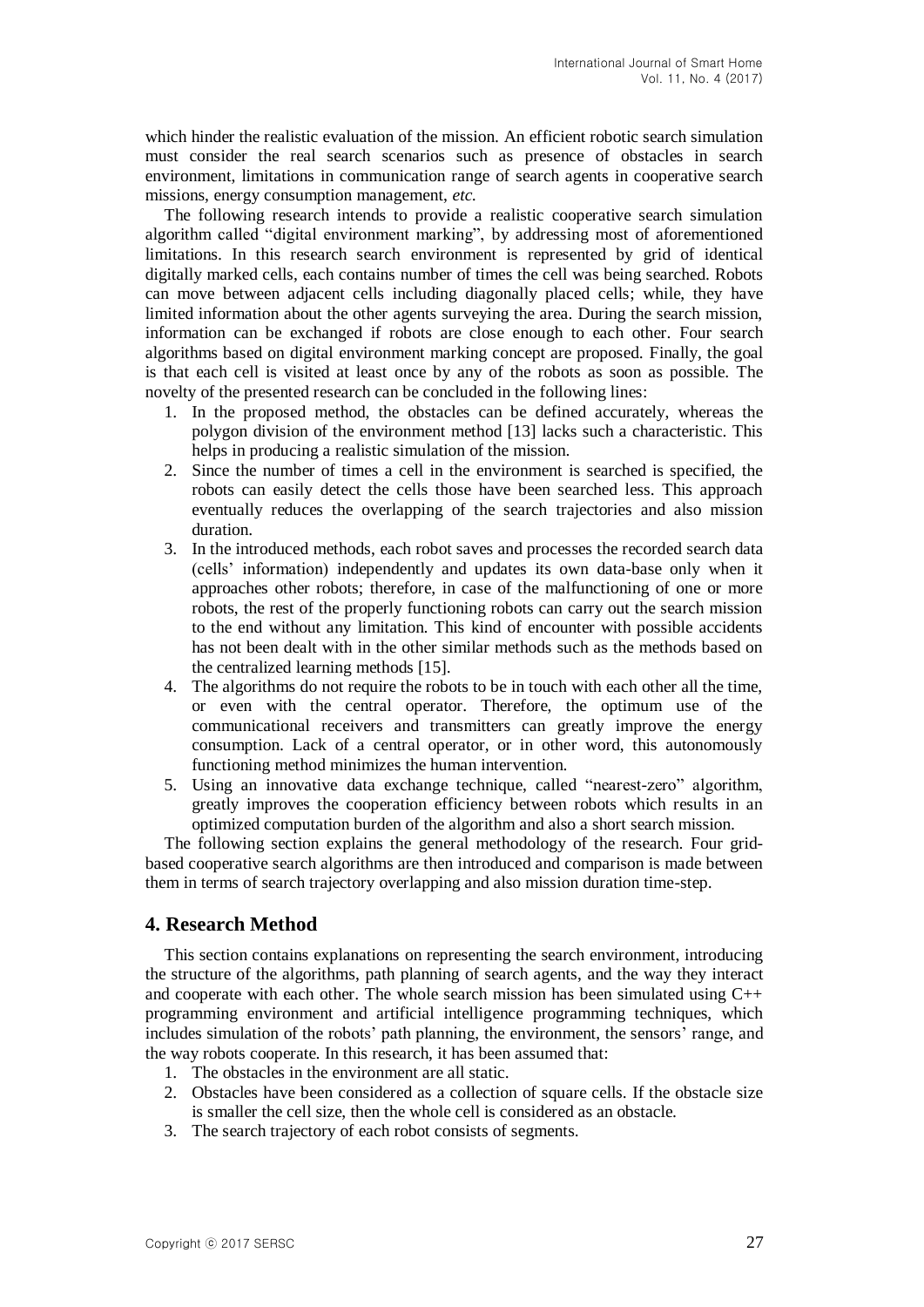which hinder the realistic evaluation of the mission. An efficient robotic search simulation must consider the real search scenarios such as presence of obstacles in search environment, limitations in communication range of search agents in cooperative search missions, energy consumption management, *etc.*

The following research intends to provide a realistic cooperative search simulation algorithm called "digital environment marking", by addressing most of aforementioned limitations. In this research search environment is represented by grid of identical digitally marked cells, each contains number of times the cell was being searched. Robots can move between adjacent cells including diagonally placed cells; while, they have limited information about the other agents surveying the area. During the search mission, information can be exchanged if robots are close enough to each other. Four search algorithms based on digital environment marking concept are proposed. Finally, the goal is that each cell is visited at least once by any of the robots as soon as possible. The novelty of the presented research can be concluded in the following lines:

1. In the proposed method, the obstacles can be defined accurately, whereas the polygon division of the environment method [13] lacks such a characteristic. This helps in producing a realistic simulation of the mission.
2. Since the number of times a cell in the environment is searched is specified, the robots can easily detect the cells those have been searched less. This approach eventually reduces the overlapping of the search trajectories and also mission duration.
3. In the introduced methods, each robot saves and processes the recorded search data (cells' information) independently and updates its own data-base only when it approaches other robots; therefore, in case of the malfunctioning of one or more robots, the rest of the properly functioning robots can carry out the search mission to the end without any limitation. This kind of encounter with possible accidents has not been dealt with in the other similar methods such as the methods based on the centralized learning methods [15].
4. The algorithms do not require the robots to be in touch with each other all the time, or even with the central operator. Therefore, the optimum use of the communicational receivers and transmitters can greatly improve the energy consumption. Lack of a central operator, or in other word, this autonomously functioning method minimizes the human intervention.
5. Using an innovative data exchange technique, called "nearest-zero" algorithm, greatly improves the cooperation efficiency between robots which results in an optimized computation burden of the algorithm and also a short search mission.

The following section explains the general methodology of the research. Four grid-based cooperative search algorithms are then introduced and comparison is made between them in terms of search trajectory overlapping and also mission duration time-step.

## 4. Research Method

This section contains explanations on representing the search environment, introducing the structure of the algorithms, path planning of search agents, and the way they interact and cooperate with each other. The whole search mission has been simulated using C++ programming environment and artificial intelligence programming techniques, which includes simulation of the robots' path planning, the environment, the sensors' range, and the way robots cooperate. In this research, it has been assumed that:

1. The obstacles in the environment are all static.
2. Obstacles have been considered as a collection of square cells. If the obstacle size is smaller the cell size, then the whole cell is considered as an obstacle.
3. The search trajectory of each robot consists of segments.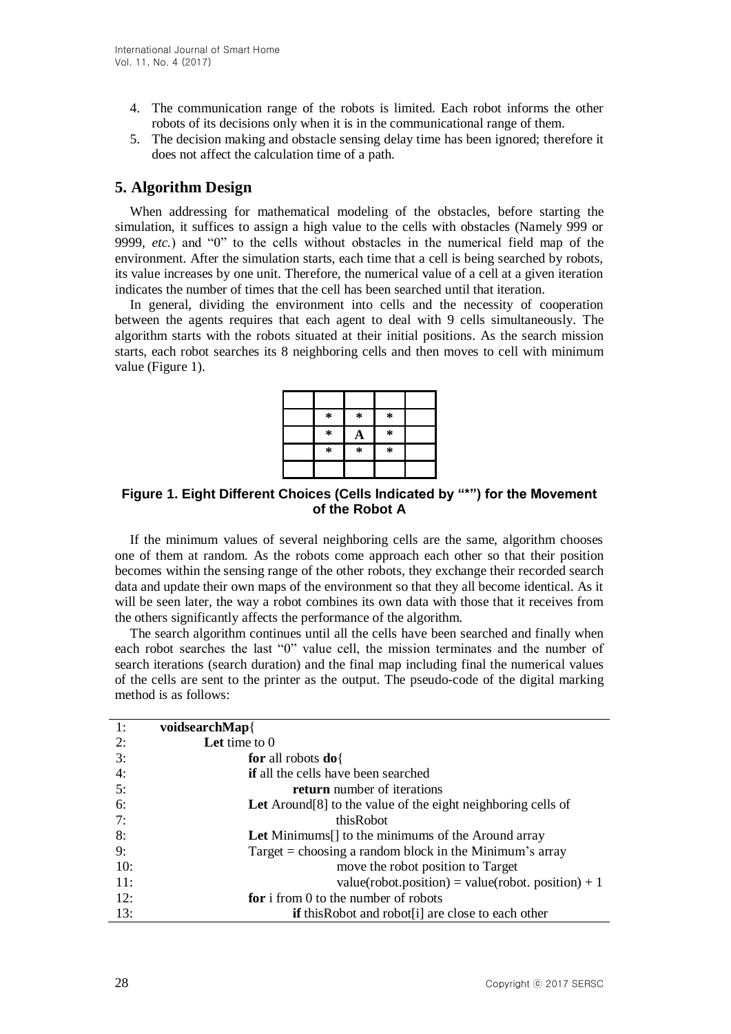4. The communication range of the robots is limited. Each robot informs the other robots of its decisions only when it is in the communicational range of them.
5. The decision making and obstacle sensing delay time has been ignored; therefore it does not affect the calculation time of a path.

## 5. Algorithm Design

When addressing for mathematical modeling of the obstacles, before starting the simulation, it suffices to assign a high value to the cells with obstacles (Namely 999 or 9999, *etc.*) and "0" to the cells without obstacles in the numerical field map of the environment. After the simulation starts, each time that a cell is being searched by robots, its value increases by one unit. Therefore, the numerical value of a cell at a given iteration indicates the number of times that the cell has been searched until that iteration.

In general, dividing the environment into cells and the necessity of cooperation between the agents requires that each agent to deal with 9 cells simultaneously. The algorithm starts with the robots situated at their initial positions. As the search mission starts, each robot searches its 8 neighboring cells and then moves to cell with minimum value (Figure 1).

| | | | | |
|---|---|---|---|---|
| | * | * | * | |
| | * | **A** | * | |
| | * | * | * | |
| | | | | |

**Figure 1. Eight Different Choices (Cells Indicated by "*") for the Movement of the Robot A**

If the minimum values of several neighboring cells are the same, algorithm chooses one of them at random. As the robots come approach each other so that their position becomes within the sensing range of the other robots, they exchange their recorded search data and update their own maps of the environment so that they all become identical. As it will be seen later, the way a robot combines its own data with those that it receives from the others significantly affects the performance of the algorithm.

The search algorithm continues until all the cells have been searched and finally when each robot searches the last "0" value cell, the mission terminates and the number of search iterations (search duration) and the final map including final the numerical values of the cells are sent to the printer as the output. The pseudo-code of the digital marking method is as follows:

```
1:   voidsearchMap{
2:       Let time to 0
3:           for all robots do{
4:           if all the cells have been searched
5:               return number of iterations
6:           Let Around[8] to the value of the eight neighboring cells of
7:                   thisRobot
8:           Let Minimums[] to the minimums of the Around array
9:           Target = choosing a random block in the Minimum's array
10:                  move the robot position to Target
11:                  value(robot.position) = value(robot. position) + 1
12:          for i from 0 to the number of robots
13:              if thisRobot and robot[i] are close to each other
```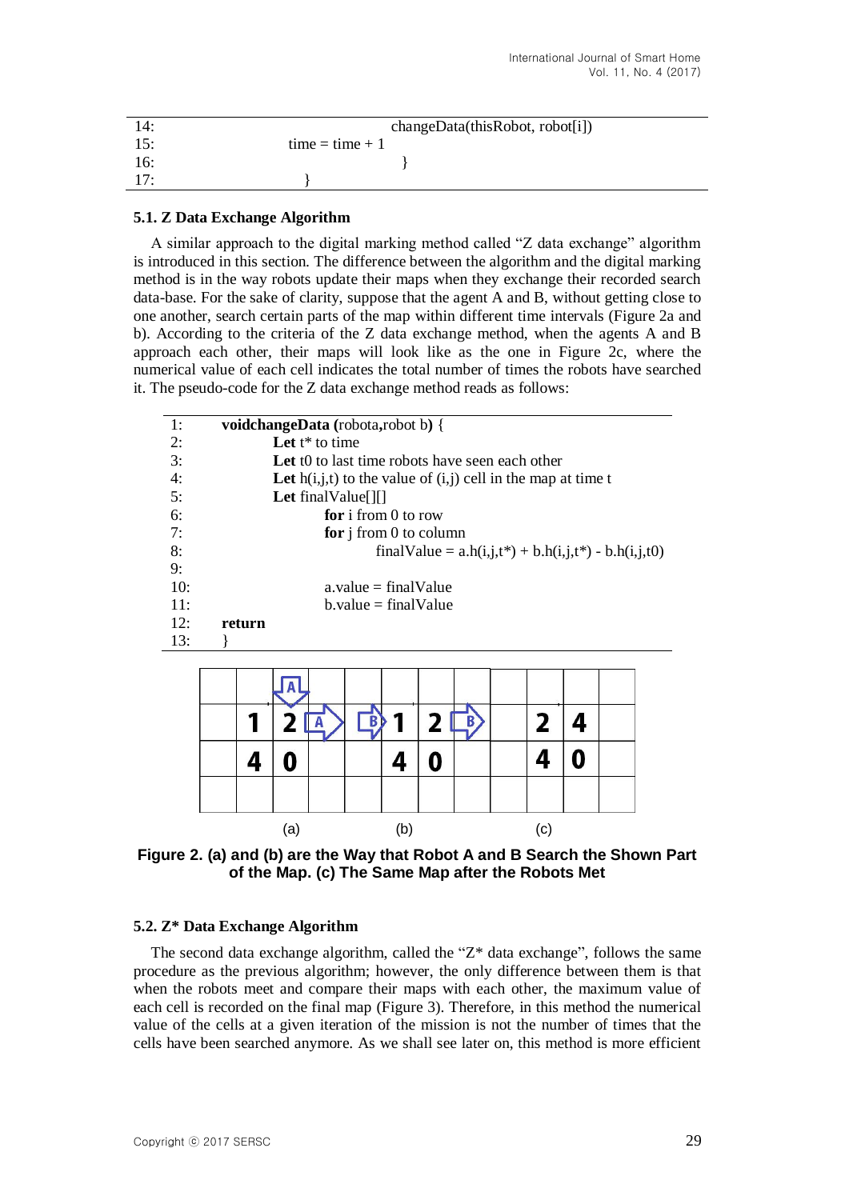```
14:                 changeData(thisRobot, robot[i])
15:             time = time + 1
16:                 }
17:         }
```

### 5.1. Z Data Exchange Algorithm

A similar approach to the digital marking method called "Z data exchange" algorithm is introduced in this section. The difference between the algorithm and the digital marking method is in the way robots update their maps when they exchange their recorded search data-base. For the sake of clarity, suppose that the agent A and B, without getting close to one another, search certain parts of the map within different time intervals (Figure 2a and b). According to the criteria of the Z data exchange method, when the agents A and B approach each other, their maps will look like as the one in Figure 2c, where the numerical value of each cell indicates the total number of times the robots have searched it. The pseudo-code for the Z data exchange method reads as follows:

```
1:   voidchangeData (robota,robot b) {
2:           Let t* to time
3:           Let t0 to last time robots have seen each other
4:           Let h(i,j,t) to the value of (i,j) cell in the map at time t
5:           Let finalValue[][]
6:                   for i from 0 to row
7:                   for j from 0 to column
8:                           finalValue = a.h(i,j,t*) + b.h(i,j,t*) - b.h(i,j,t0)
9:
10:                  a.value = finalValue
11:                  b.value = finalValue
12:  return
13:  }
```

| | | | | | | | | | | | |
|---|---|---|---|---|---|---|---|---|---|---|---|
| | | A | | | | | | | | | |
| | 1 | 2 | A | B | 1 | 2 | B | | 2 | 4 | |
| | 4 | 0 | | | 4 | 0 | | | 4 | 0 | |
| | | | | | | | | | | | |

(a) (b) (c)

**Figure 2. (a) and (b) are the Way that Robot A and B Search the Shown Part of the Map. (c) The Same Map after the Robots Met**

### 5.2. Z* Data Exchange Algorithm

The second data exchange algorithm, called the "Z* data exchange", follows the same procedure as the previous algorithm; however, the only difference between them is that when the robots meet and compare their maps with each other, the maximum value of each cell is recorded on the final map (Figure 3). Therefore, in this method the numerical value of the cells at a given iteration of the mission is not the number of times that the cells have been searched anymore. As we shall see later on, this method is more efficient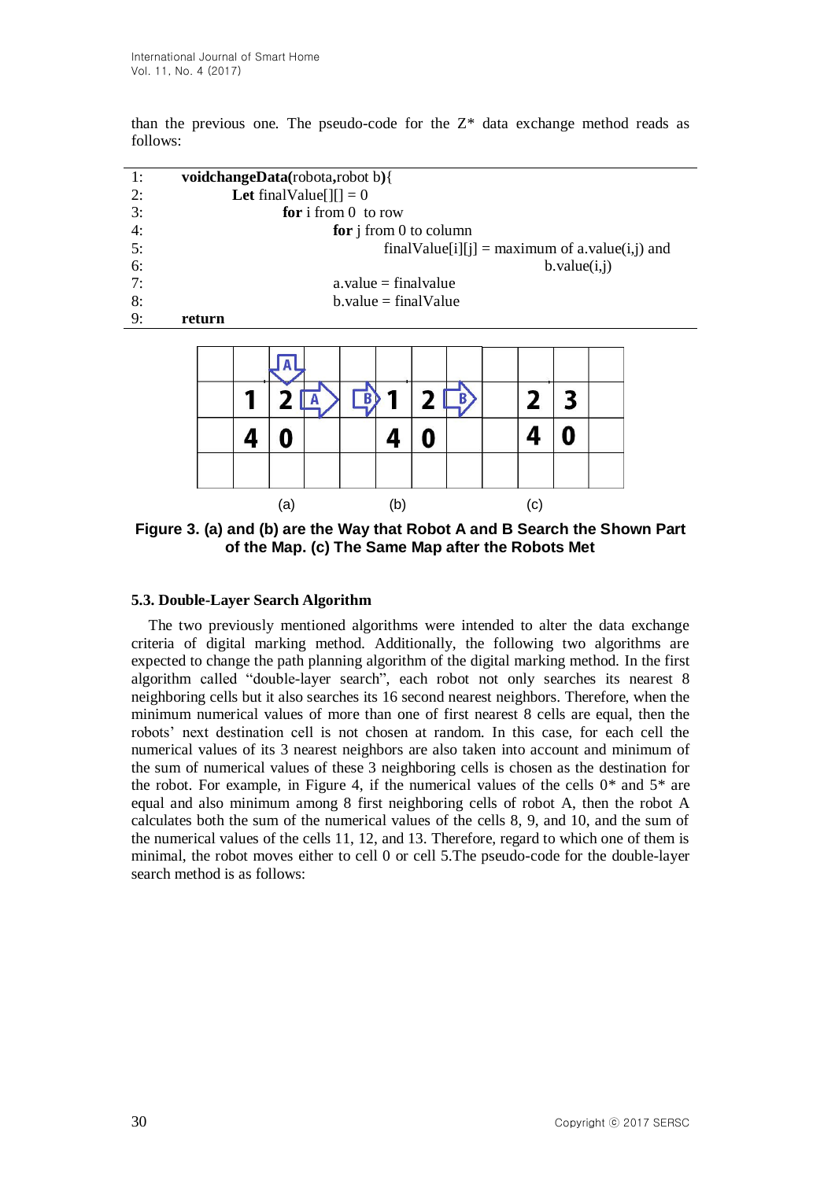than the previous one. The pseudo-code for the Z* data exchange method reads as follows:

```
1:  voidchangeData(robota,robot b){
2:          Let finalValue[][] = 0
3:                  for i from 0  to row
4:                          for j from 0 to column
5:                                  finalValue[i][j] = maximum of a.value(i,j) and
6:                                                                  b.value(i,j)
7:                          a.value = finalvalue
8:                          b.value = finalValue
9:  return
```

**Figure 3. (a) and (b) are the Way that Robot A and B Search the Shown Part of the Map. (c) The Same Map after the Robots Met**

### 5.3. Double-Layer Search Algorithm

The two previously mentioned algorithms were intended to alter the data exchange criteria of digital marking method. Additionally, the following two algorithms are expected to change the path planning algorithm of the digital marking method. In the first algorithm called "double-layer search", each robot not only searches its nearest 8 neighboring cells but it also searches its 16 second nearest neighbors. Therefore, when the minimum numerical values of more than one of first nearest 8 cells are equal, then the robots' next destination cell is not chosen at random. In this case, for each cell the numerical values of its 3 nearest neighbors are also taken into account and minimum of the sum of numerical values of these 3 neighboring cells is chosen as the destination for the robot. For example, in Figure 4, if the numerical values of the cells 0* and 5* are equal and also minimum among 8 first neighboring cells of robot A, then the robot A calculates both the sum of the numerical values of the cells 8, 9, and 10, and the sum of the numerical values of the cells 11, 12, and 13. Therefore, regard to which one of them is minimal, the robot moves either to cell 0 or cell 5.The pseudo-code for the double-layer search method is as follows: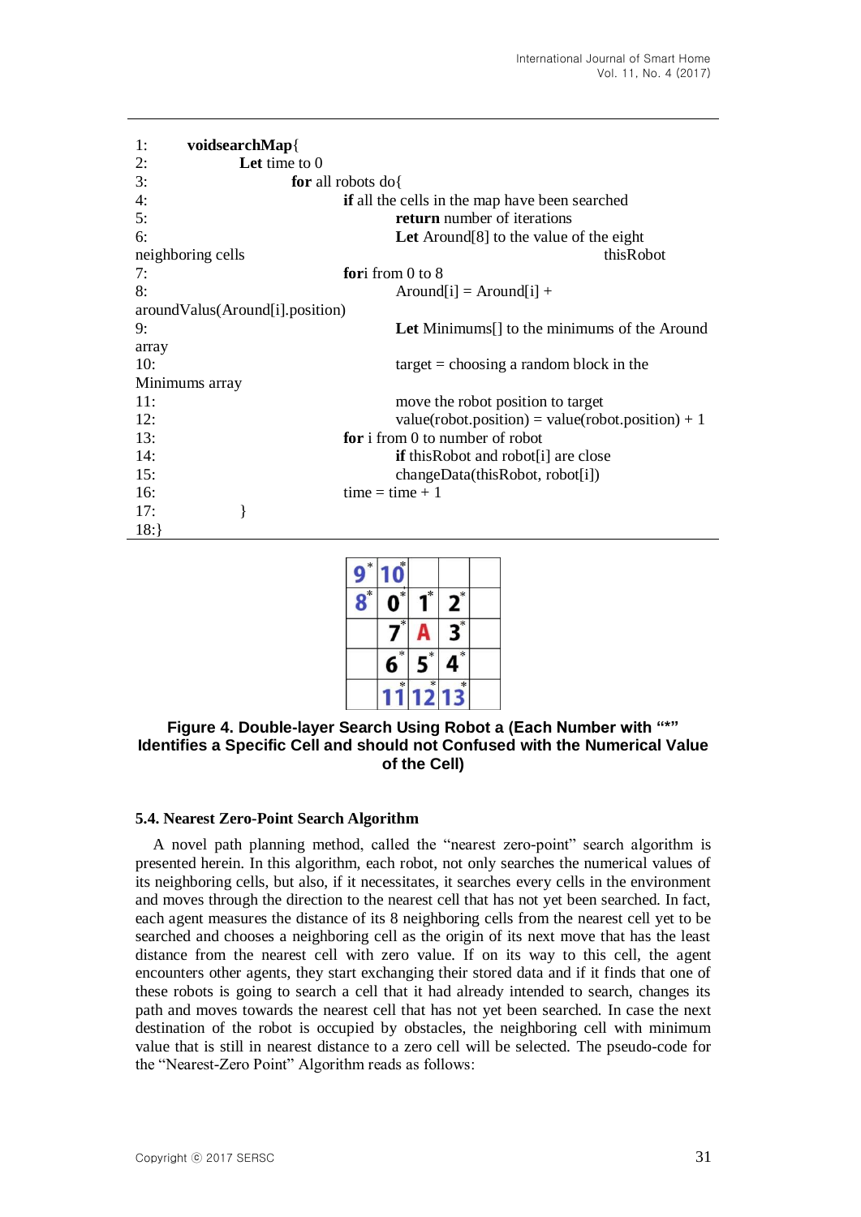```
1:      voidsearchMap{
2:          Let time to 0
3:              for all robots do{
4:                  if all the cells in the map have been searched
5:                      return number of iterations
6:                      Let Around[8] to the value of the eight neighboring cells thisRobot
7:                  fori from 0 to 8
8:                      Around[i] = Around[i] + aroundValus(Around[i].position)
9:                      Let Minimums[] to the minimums of the Around array
10:                     target = choosing a random block in the Minimums array
11:                     move the robot position to target
12:                     value(robot.position) = value(robot.position) + 1
13:                 for i from 0 to number of robot
14:                     if thisRobot and robot[i] are close
15:                     changeData(thisRobot, robot[i])
16:                 time = time + 1
17:         }
18:}
```

| 9* | 10* | | | |
|---|---|---|---|---|
| 8* | 0* | 1* | 2* | |
| | 7* | A | 3* | |
| | 6* | 5* | 4* | |
| | 11* | 12* | 13* | |

**Figure 4. Double-layer Search Using Robot a (Each Number with "*" Identifies a Specific Cell and should not Confused with the Numerical Value of the Cell)**

### 5.4. Nearest Zero-Point Search Algorithm

A novel path planning method, called the "nearest zero-point" search algorithm is presented herein. In this algorithm, each robot, not only searches the numerical values of its neighboring cells, but also, if it necessitates, it searches every cells in the environment and moves through the direction to the nearest cell that has not yet been searched. In fact, each agent measures the distance of its 8 neighboring cells from the nearest cell yet to be searched and chooses a neighboring cell as the origin of its next move that has the least distance from the nearest cell with zero value. If on its way to this cell, the agent encounters other agents, they start exchanging their stored data and if it finds that one of these robots is going to search a cell that it had already intended to search, changes its path and moves towards the nearest cell that has not yet been searched. In case the next destination of the robot is occupied by obstacles, the neighboring cell with minimum value that is still in nearest distance to a zero cell will be selected. The pseudo-code for the "Nearest-Zero Point" Algorithm reads as follows: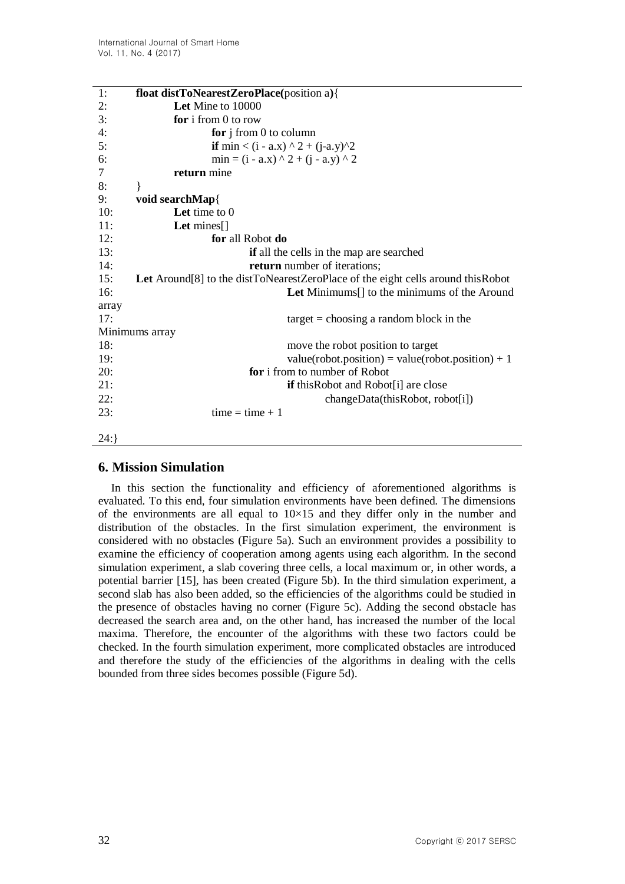```
1:      float distToNearestZeroPlace(position a){
2:              Let Mine to 10000
3:              for i from 0 to row
4:                      for j from 0 to column
5:                      if min < (i - a.x) ^ 2 + (j-a.y)^2
6:                      min = (i - a.x) ^ 2 + (j - a.y) ^ 2
7               return mine
8:      }
9:      void searchMap{
10:             Let time to 0
11:             Let mines[]
12:                     for all Robot do
13:                             if all the cells in the map are searched
14:                             return number of iterations;
15:     Let Around[8] to the distToNearestZeroPlace of the eight cells around thisRobot
16:                             Let Minimums[] to the minimums of the Around
array
17:                             target = choosing a random block in the
Minimums array
18:                             move the robot position to target
19:                             value(robot.position) = value(robot.position) + 1
20:                     for i from to number of Robot
21:                             if thisRobot and Robot[i] are close
22:                                     changeData(thisRobot, robot[i])
23:                     time = time + 1

24:}
```

## 6. Mission Simulation

In this section the functionality and efficiency of aforementioned algorithms is evaluated. To this end, four simulation environments have been defined. The dimensions of the environments are all equal to $10\times15$ and they differ only in the number and distribution of the obstacles. In the first simulation experiment, the environment is considered with no obstacles (Figure 5a). Such an environment provides a possibility to examine the efficiency of cooperation among agents using each algorithm. In the second simulation experiment, a slab covering three cells, a local maximum or, in other words, a potential barrier [15], has been created (Figure 5b). In the third simulation experiment, a second slab has also been added, so the efficiencies of the algorithms could be studied in the presence of obstacles having no corner (Figure 5c). Adding the second obstacle has decreased the search area and, on the other hand, has increased the number of the local maxima. Therefore, the encounter of the algorithms with these two factors could be checked. In the fourth simulation experiment, more complicated obstacles are introduced and therefore the study of the efficiencies of the algorithms in dealing with the cells bounded from three sides becomes possible (Figure 5d).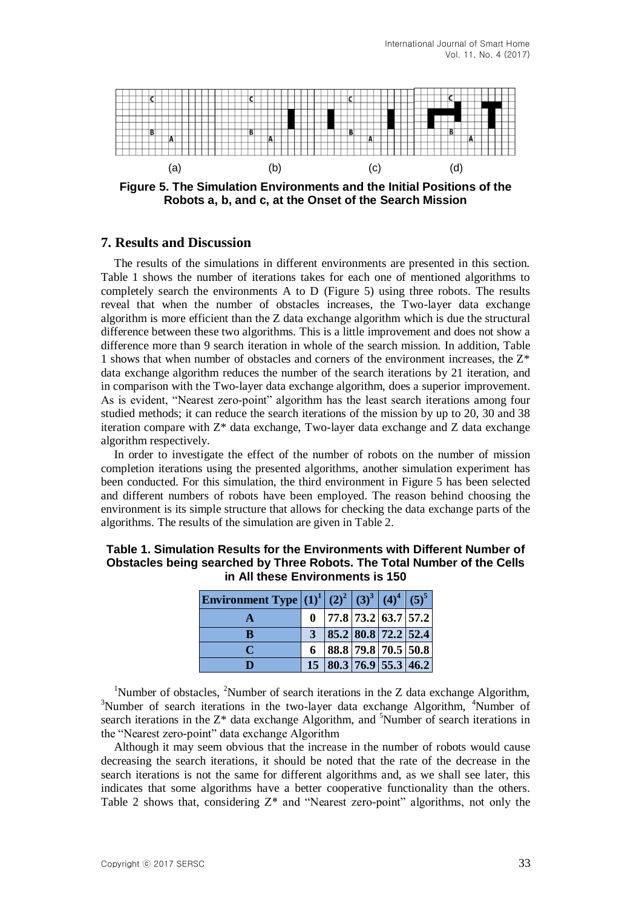(a) (b) (c) (d)

**Figure 5. The Simulation Environments and the Initial Positions of the Robots a, b, and c, at the Onset of the Search Mission**

## 7. Results and Discussion

The results of the simulations in different environments are presented in this section. Table 1 shows the number of iterations takes for each one of mentioned algorithms to completely search the environments A to D (Figure 5) using three robots. The results reveal that when the number of obstacles increases, the Two-layer data exchange algorithm is more efficient than the Z data exchange algorithm which is due the structural difference between these two algorithms. This is a little improvement and does not show a difference more than 9 search iteration in whole of the search mission. In addition, Table 1 shows that when number of obstacles and corners of the environment increases, the Z* data exchange algorithm reduces the number of the search iterations by 21 iteration, and in comparison with the Two-layer data exchange algorithm, does a superior improvement. As is evident, "Nearest zero-point" algorithm has the least search iterations among four studied methods; it can reduce the search iterations of the mission by up to 20, 30 and 38 iteration compare with Z* data exchange, Two-layer data exchange and Z data exchange algorithm respectively.

In order to investigate the effect of the number of robots on the number of mission completion iterations using the presented algorithms, another simulation experiment has been conducted. For this simulation, the third environment in Figure 5 has been selected and different numbers of robots have been employed. The reason behind choosing the environment is its simple structure that allows for checking the data exchange parts of the algorithms. The results of the simulation are given in Table 2.

**Table 1. Simulation Results for the Environments with Different Number of Obstacles being searched by Three Robots. The Total Number of the Cells in All these Environments is 150**

| Environment Type | (1)[1] | (2)[2] | (3)[3] | (4)[4] | (5)[5] |
|---|---|---|---|---|---|
| A | 0 | 77.8 | 73.2 | 63.7 | 57.2 |
| B | 3 | 85.2 | 80.8 | 72.2 | 52.4 |
| C | 6 | 88.8 | 79.8 | 70.5 | 50.8 |
| D | 15 | 80.3 | 76.9 | 55.3 | 46.2 |

[1]Number of obstacles, [2]Number of search iterations in the Z data exchange Algorithm, [3]Number of search iterations in the two-layer data exchange Algorithm, [4]Number of search iterations in the Z* data exchange Algorithm, and [5]Number of search iterations in the "Nearest zero-point" data exchange Algorithm

Although it may seem obvious that the increase in the number of robots would cause decreasing the search iterations, it should be noted that the rate of the decrease in the search iterations is not the same for different algorithms and, as we shall see later, this indicates that some algorithms have a better cooperative functionality than the others. Table 2 shows that, considering Z* and "Nearest zero-point" algorithms, not only the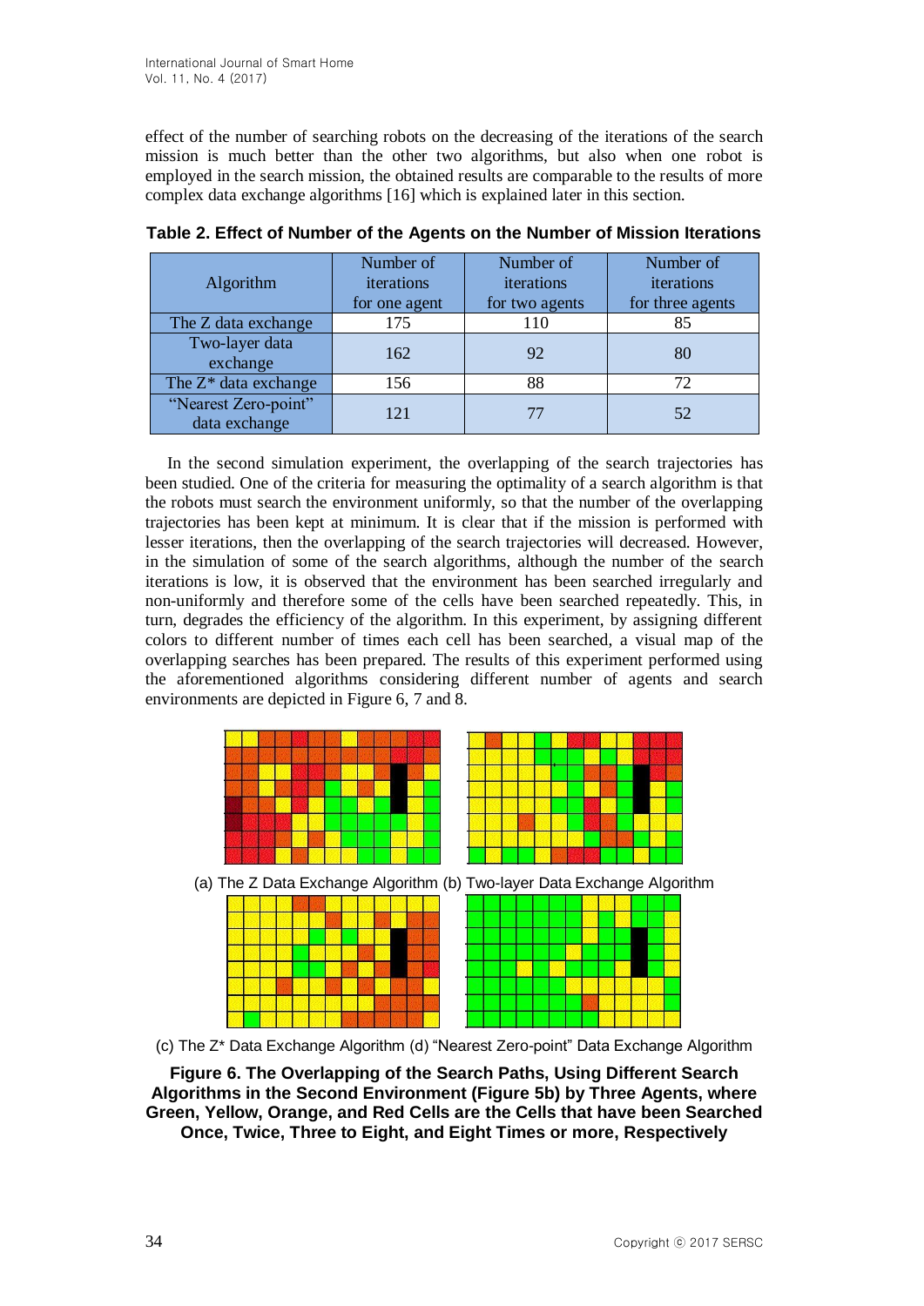effect of the number of searching robots on the decreasing of the iterations of the search mission is much better than the other two algorithms, but also when one robot is employed in the search mission, the obtained results are comparable to the results of more complex data exchange algorithms [16] which is explained later in this section.

**Table 2. Effect of Number of the Agents on the Number of Mission Iterations**

| Algorithm | Number of iterations for one agent | Number of iterations for two agents | Number of iterations for three agents |
|---|---|---|---|
| The Z data exchange | 175 | 110 | 85 |
| Two-layer data exchange | 162 | 92 | 80 |
| The Z* data exchange | 156 | 88 | 72 |
| "Nearest Zero-point" data exchange | 121 | 77 | 52 |

In the second simulation experiment, the overlapping of the search trajectories has been studied. One of the criteria for measuring the optimality of a search algorithm is that the robots must search the environment uniformly, so that the number of the overlapping trajectories has been kept at minimum. It is clear that if the mission is performed with lesser iterations, then the overlapping of the search trajectories will decreased. However, in the simulation of some of the search algorithms, although the number of the search iterations is low, it is observed that the environment has been searched irregularly and non-uniformly and therefore some of the cells have been searched repeatedly. This, in turn, degrades the efficiency of the algorithm. In this experiment, by assigning different colors to different number of times each cell has been searched, a visual map of the overlapping searches has been prepared. The results of this experiment performed using the aforementioned algorithms considering different number of agents and search environments are depicted in Figure 6, 7 and 8.

(a) The Z Data Exchange Algorithm (b) Two-layer Data Exchange Algorithm

(c) The Z* Data Exchange Algorithm (d) "Nearest Zero-point" Data Exchange Algorithm

**Figure 6. The Overlapping of the Search Paths, Using Different Search Algorithms in the Second Environment (Figure 5b) by Three Agents, where Green, Yellow, Orange, and Red Cells are the Cells that have been Searched Once, Twice, Three to Eight, and Eight Times or more, Respectively**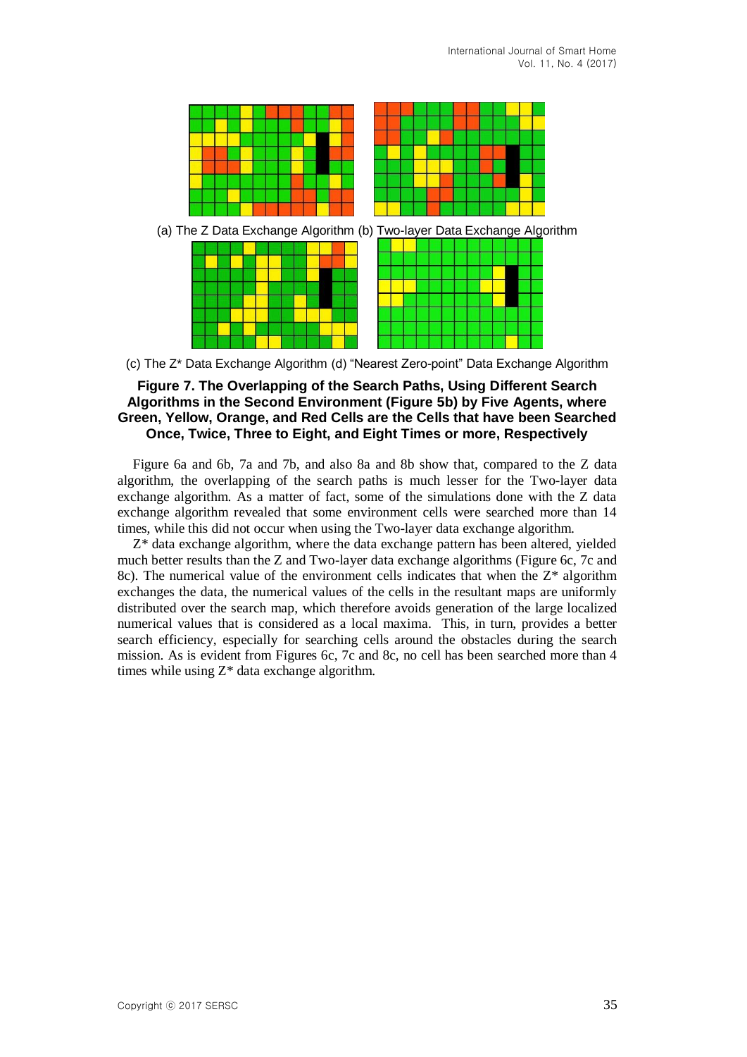(a) The Z Data Exchange Algorithm (b) Two-layer Data Exchange Algorithm

(c) The Z* Data Exchange Algorithm (d) "Nearest Zero-point" Data Exchange Algorithm

**Figure 7. The Overlapping of the Search Paths, Using Different Search Algorithms in the Second Environment (Figure 5b) by Five Agents, where Green, Yellow, Orange, and Red Cells are the Cells that have been Searched Once, Twice, Three to Eight, and Eight Times or more, Respectively**

Figure 6a and 6b, 7a and 7b, and also 8a and 8b show that, compared to the Z data algorithm, the overlapping of the search paths is much lesser for the Two-layer data exchange algorithm. As a matter of fact, some of the simulations done with the Z data exchange algorithm revealed that some environment cells were searched more than 14 times, while this did not occur when using the Two-layer data exchange algorithm.

Z* data exchange algorithm, where the data exchange pattern has been altered, yielded much better results than the Z and Two-layer data exchange algorithms (Figure 6c, 7c and 8c). The numerical value of the environment cells indicates that when the Z* algorithm exchanges the data, the numerical values of the cells in the resultant maps are uniformly distributed over the search map, which therefore avoids generation of the large localized numerical values that is considered as a local maxima. This, in turn, provides a better search efficiency, especially for searching cells around the obstacles during the search mission. As is evident from Figures 6c, 7c and 8c, no cell has been searched more than 4 times while using Z* data exchange algorithm.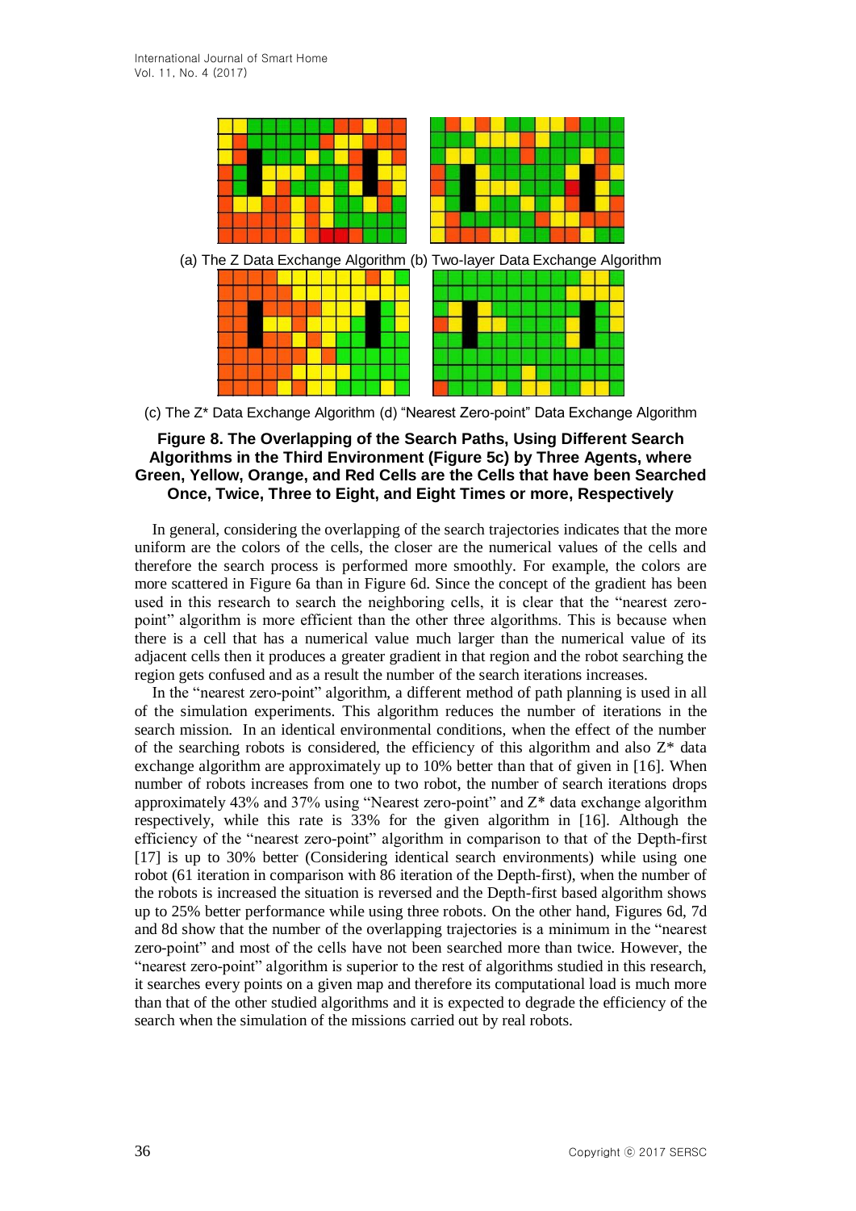(a) The Z Data Exchange Algorithm (b) Two-layer Data Exchange Algorithm

(c) The Z* Data Exchange Algorithm (d) "Nearest Zero-point" Data Exchange Algorithm

**Figure 8. The Overlapping of the Search Paths, Using Different Search Algorithms in the Third Environment (Figure 5c) by Three Agents, where Green, Yellow, Orange, and Red Cells are the Cells that have been Searched Once, Twice, Three to Eight, and Eight Times or more, Respectively**

In general, considering the overlapping of the search trajectories indicates that the more uniform are the colors of the cells, the closer are the numerical values of the cells and therefore the search process is performed more smoothly. For example, the colors are more scattered in Figure 6a than in Figure 6d. Since the concept of the gradient has been used in this research to search the neighboring cells, it is clear that the "nearest zero-point" algorithm is more efficient than the other three algorithms. This is because when there is a cell that has a numerical value much larger than the numerical value of its adjacent cells then it produces a greater gradient in that region and the robot searching the region gets confused and as a result the number of the search iterations increases.

In the "nearest zero-point" algorithm, a different method of path planning is used in all of the simulation experiments. This algorithm reduces the number of iterations in the search mission. In an identical environmental conditions, when the effect of the number of the searching robots is considered, the efficiency of this algorithm and also Z* data exchange algorithm are approximately up to 10% better than that of given in [16]. When number of robots increases from one to two robot, the number of search iterations drops approximately 43% and 37% using "Nearest zero-point" and Z* data exchange algorithm respectively, while this rate is 33% for the given algorithm in [16]. Although the efficiency of the "nearest zero-point" algorithm in comparison to that of the Depth-first [17] is up to 30% better (Considering identical search environments) while using one robot (61 iteration in comparison with 86 iteration of the Depth-first), when the number of the robots is increased the situation is reversed and the Depth-first based algorithm shows up to 25% better performance while using three robots. On the other hand, Figures 6d, 7d and 8d show that the number of the overlapping trajectories is a minimum in the "nearest zero-point" and most of the cells have not been searched more than twice. However, the "nearest zero-point" algorithm is superior to the rest of algorithms studied in this research, it searches every points on a given map and therefore its computational load is much more than that of the other studied algorithms and it is expected to degrade the efficiency of the search when the simulation of the missions carried out by real robots.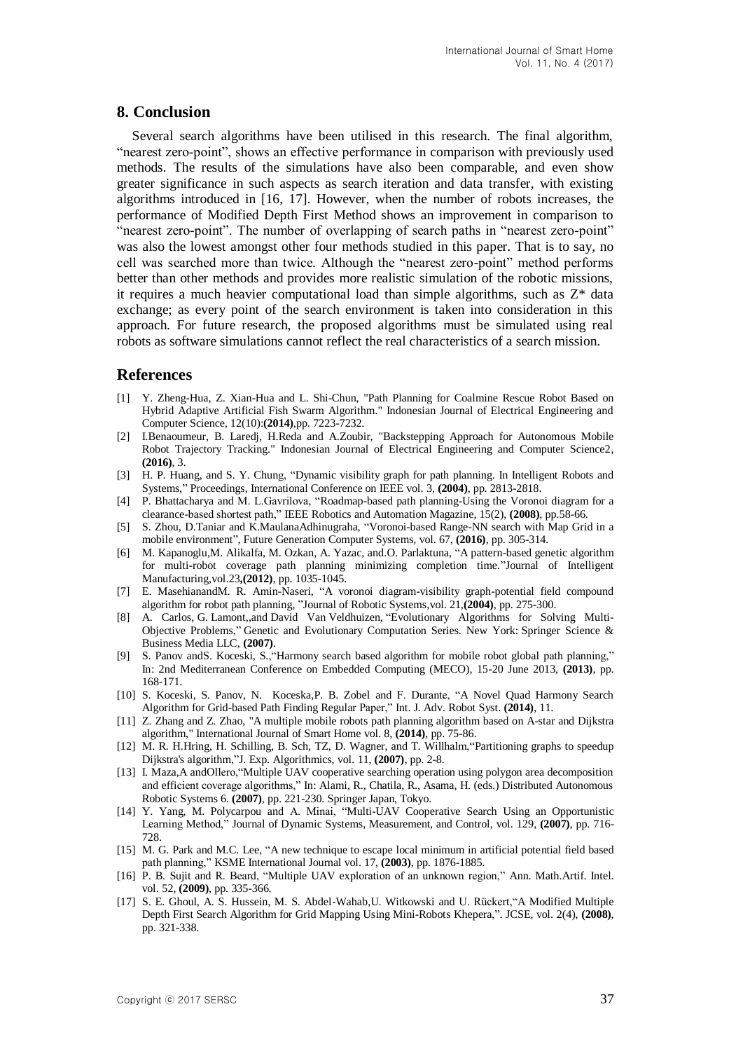## 8. Conclusion

Several search algorithms have been utilised in this research. The final algorithm, "nearest zero-point", shows an effective performance in comparison with previously used methods. The results of the simulations have also been comparable, and even show greater significance in such aspects as search iteration and data transfer, with existing algorithms introduced in [16, 17]. However, when the number of robots increases, the performance of Modified Depth First Method shows an improvement in comparison to "nearest zero-point". The number of overlapping of search paths in "nearest zero-point" was also the lowest amongst other four methods studied in this paper. That is to say, no cell was searched more than twice. Although the "nearest zero-point" method performs better than other methods and provides more realistic simulation of the robotic missions, it requires a much heavier computational load than simple algorithms, such as Z* data exchange; as every point of the search environment is taken into consideration in this approach. For future research, the proposed algorithms must be simulated using real robots as software simulations cannot reflect the real characteristics of a search mission.

## References

[1] Y. Zheng-Hua, Z. Xian-Hua and L. Shi-Chun, "Path Planning for Coalmine Rescue Robot Based on Hybrid Adaptive Artificial Fish Swarm Algorithm." Indonesian Journal of Electrical Engineering and Computer Science, 12(10):**(2014)**,pp. 7223-7232.

[2] I.Benaoumeur, B. Laredj, H.Reda and A.Zoubir, "Backstepping Approach for Autonomous Mobile Robot Trajectory Tracking." Indonesian Journal of Electrical Engineering and Computer Science2, **(2016)**, 3.

[3] H. P. Huang, and S. Y. Chung, "Dynamic visibility graph for path planning. In Intelligent Robots and Systems," Proceedings, International Conference on IEEE vol. 3, **(2004)**, pp. 2813-2818.

[4] P. Bhattacharya and M. L.Gavrilova, "Roadmap-based path planning-Using the Voronoi diagram for a clearance-based shortest path," IEEE Robotics and Automation Magazine, 15(2), **(2008)**, pp.58-66.

[5] S. Zhou, D.Taniar and K.MaulanaAdhinugraha, "Voronoi-based Range-NN search with Map Grid in a mobile environment", Future Generation Computer Systems, vol. 67, **(2016)**, pp. 305-314.

[6] M. Kapanoglu,M. Alikalfa, M. Ozkan, A. Yazac, and.O. Parlaktuna, "A pattern-based genetic algorithm for multi-robot coverage path planning minimizing completion time."Journal of Intelligent Manufacturing,vol.23**,(2012)**, pp. 1035-1045.

[7] E. MasehiananadM. R. Amin-Naseri, "A voronoi diagram-visibility graph-potential field compound algorithm for robot path planning, "Journal of Robotic Systems,vol. 21,**(2004)**, pp. 275-300.

[8] A. Carlos, G. Lamont,,and David Van Veldhuizen, "Evolutionary Algorithms for Solving Multi-Objective Problems," Genetic and Evolutionary Computation Series. New York: Springer Science & Business Media LLC, **(2007)**.

[9] S. Panov andS. Koceski, S.,"Harmony search based algorithm for mobile robot global path planning," In: 2nd Mediterranean Conference on Embedded Computing (MECO), 15-20 June 2013, **(2013)**, pp. 168-171.

[10] S. Koceski, S. Panov, N. Koceska,P. B. Zobel and F. Durante, "A Novel Quad Harmony Search Algorithm for Grid-based Path Finding Regular Paper," Int. J. Adv. Robot Syst. **(2014)**, 11.

[11] Z. Zhang and Z. Zhao, "A multiple mobile robots path planning algorithm based on A-star and Dijkstra algorithm," International Journal of Smart Home vol. 8, **(2014)**, pp. 75-86.

[12] M. R. H.Hring, H. Schilling, B. Sch, TZ, D. Wagner, and T. Willhalm,"Partitioning graphs to speedup Dijkstra's algorithm,"J. Exp. Algorithmics, vol. 11, **(2007)**, pp. 2-8.

[13] I. Maza,A andOllero,"Multiple UAV cooperative searching operation using polygon area decomposition and efficient coverage algorithms," In: Alami, R., Chatila, R., Asama, H. (eds.) Distributed Autonomous Robotic Systems 6. **(2007)**, pp. 221-230. Springer Japan, Tokyo.

[14] Y. Yang, M. Polycarpou and A. Minai, "Multi-UAV Cooperative Search Using an Opportunistic Learning Method," Journal of Dynamic Systems, Measurement, and Control, vol. 129, **(2007)**, pp. 716-728.

[15] M. G. Park and M.C. Lee, "A new technique to escape local minimum in artificial potential field based path planning," KSME International Journal vol. 17, **(2003)**, pp. 1876-1885.

[16] P. B. Sujit and R. Beard, "Multiple UAV exploration of an unknown region," Ann. Math.Artif. Intel. vol. 52, **(2009)**, pp. 335-366.

[17] S. E. Ghoul, A. S. Hussein, M. S. Abdel-Wahab,U. Witkowski and U. Rückert,"A Modified Multiple Depth First Search Algorithm for Grid Mapping Using Mini-Robots Khepera,". JCSE, vol. 2(4), **(2008)**, pp. 321-338.